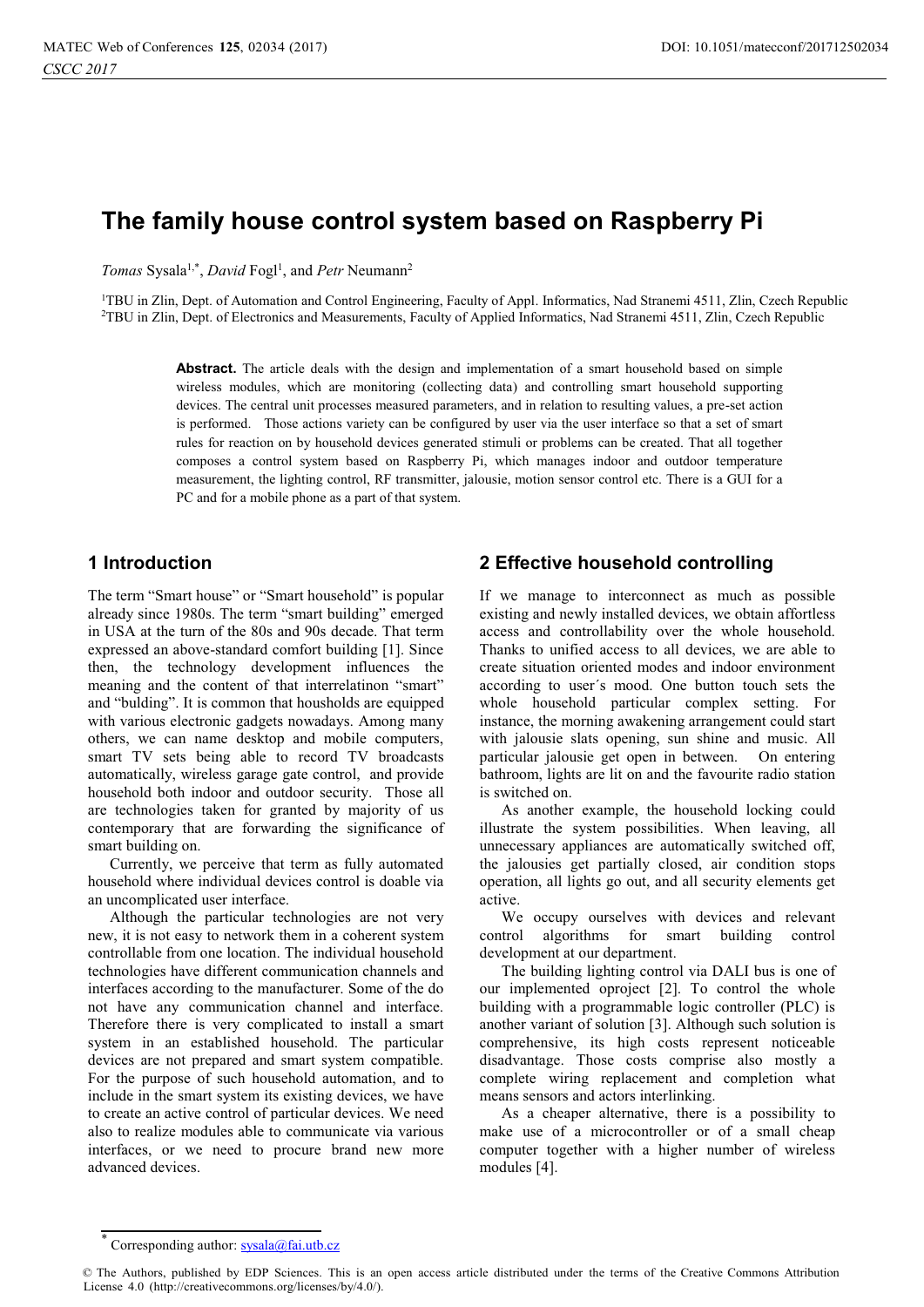# The family house control system based on Raspberry Pi

*Tomas* Sysala[1,*], *David* Fogl[1], and *Petr* Neumann[2]

[1]TBU in Zlin, Dept. of Automation and Control Engineering, Faculty of Appl. Informatics, Nad Stranemi 4511, Zlin, Czech Republic
[2]TBU in Zlin, Dept. of Electronics and Measurements, Faculty of Applied Informatics, Nad Stranemi 4511, Zlin, Czech Republic

**Abstract.** The article deals with the design and implementation of a smart household based on simple wireless modules, which are monitoring (collecting data) and controlling smart household supporting devices. The central unit processes measured parameters, and in relation to resulting values, a pre-set action is performed. Those actions variety can be configured by user via the user interface so that a set of smart rules for reaction on by household devices generated stimuli or problems can be created. That all together composes a control system based on Raspberry Pi, which manages indoor and outdoor temperature measurement, the lighting control, RF transmitter, jalousie, motion sensor control etc. There is a GUI for a PC and for a mobile phone as a part of that system.

## 1 Introduction

The term "Smart house" or "Smart household" is popular already since 1980s. The term "smart building" emerged in USA at the turn of the 80s and 90s decade. That term expressed an above-standard comfort building [1]. Since then, the technology development influences the meaning and the content of that interrelatinon "smart" and "bulding". It is common that housholds are equipped with various electronic gadgets nowadays. Among many others, we can name desktop and mobile computers, smart TV sets being able to record TV broadcasts automatically, wireless garage gate control, and provide household both indoor and outdoor security. Those all are technologies taken for granted by majority of us contemporary that are forwarding the significance of smart building on.

Currently, we perceive that term as fully automated household where individual devices control is doable via an uncomplicated user interface.

Although the particular technologies are not very new, it is not easy to network them in a coherent system controllable from one location. The individual household technologies have different communication channels and interfaces according to the manufacturer. Some of the do not have any communication channel and interface. Therefore there is very complicated to install a smart system in an established household. The particular devices are not prepared and smart system compatible. For the purpose of such household automation, and to include in the smart system its existing devices, we have to create an active control of particular devices. We need also to realize modules able to communicate via various interfaces, or we need to procure brand new more advanced devices.

## 2 Effective household controlling

If we manage to interconnect as much as possible existing and newly installed devices, we obtain affortless access and controllability over the whole household. Thanks to unified access to all devices, we are able to create situation oriented modes and indoor environment according to user´s mood. One button touch sets the whole household particular complex setting. For instance, the morning awakening arrangement could start with jalousie slats opening, sun shine and music. All particular jalousie get open in between. On entering bathroom, lights are lit on and the favourite radio station is switched on.

As another example, the household locking could illustrate the system possibilities. When leaving, all unnecessary appliances are automatically switched off, the jalousies get partially closed, air condition stops operation, all lights go out, and all security elements get active.

We occupy ourselves with devices and relevant control algorithms for smart building control development at our department.

The building lighting control via DALI bus is one of our implemented oproject [2]. To control the whole building with a programmable logic controller (PLC) is another variant of solution [3]. Although such solution is comprehensive, its high costs represent noticeable disadvantage. Those costs comprise also mostly a complete wiring replacement and completion what means sensors and actors interlinking.

As a cheaper alternative, there is a possibility to make use of a microcontroller or of a small cheap computer together with a higher number of wireless modules [4].

* Corresponding author: sysala@fai.utb.cz

© The Authors, published by EDP Sciences. This is an open access article distributed under the terms of the Creative Commons Attribution License 4.0 (http://creativecommons.org/licenses/by/4.0/).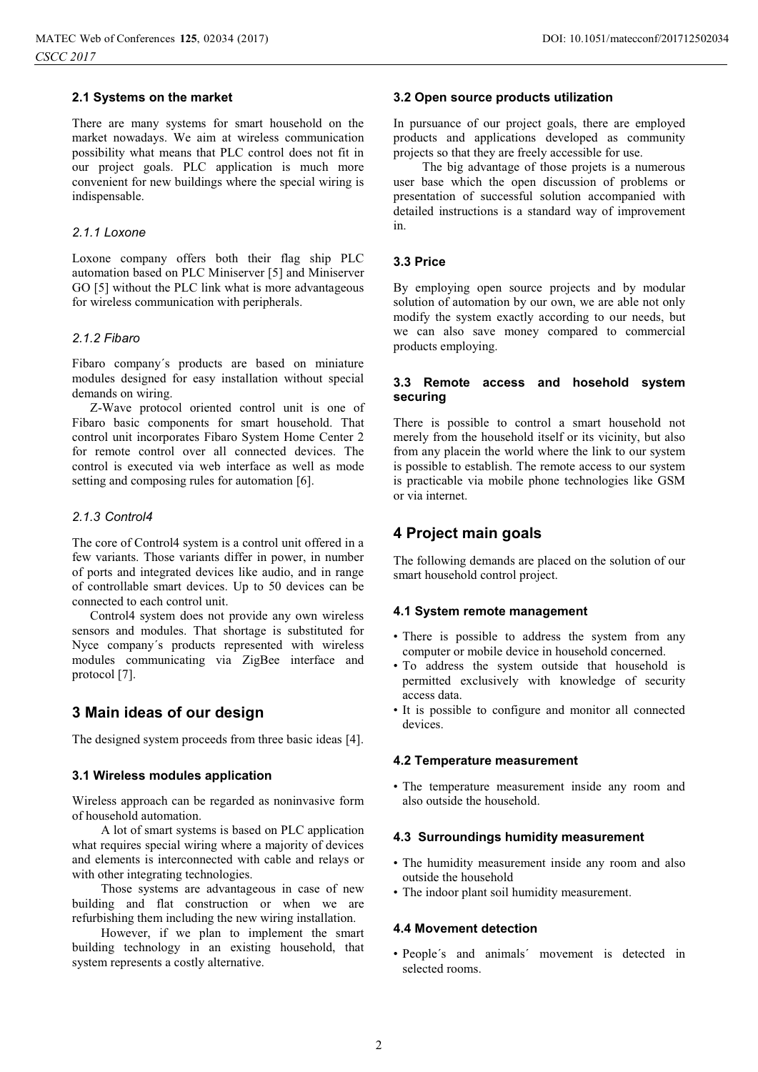### 2.1 Systems on the market

There are many systems for smart household on the market nowadays. We aim at wireless communication possibility what means that PLC control does not fit in our project goals. PLC application is much more convenient for new buildings where the special wiring is indispensable.

#### *2.1.1 Loxone*

Loxone company offers both their flag ship PLC automation based on PLC Miniserver [5] and Miniserver GO [5] without the PLC link what is more advantageous for wireless communication with peripherals.

#### *2.1.2 Fibaro*

Fibaro company´s products are based on miniature modules designed for easy installation without special demands on wiring.

Z-Wave protocol oriented control unit is one of Fibaro basic components for smart household. That control unit incorporates Fibaro System Home Center 2 for remote control over all connected devices. The control is executed via web interface as well as mode setting and composing rules for automation [6].

#### *2.1.3 Control4*

The core of Control4 system is a control unit offered in a few variants. Those variants differ in power, in number of ports and integrated devices like audio, and in range of controllable smart devices. Up to 50 devices can be connected to each control unit.

Control4 system does not provide any own wireless sensors and modules. That shortage is substituted for Nyce company´s products represented with wireless modules communicating via ZigBee interface and protocol [7].

## 3 Main ideas of our design

The designed system proceeds from three basic ideas [4].

### 3.1 Wireless modules application

Wireless approach can be regarded as noninvasive form of household automation.

A lot of smart systems is based on PLC application what requires special wiring where a majority of devices and elements is interconnected with cable and relays or with other integrating technologies.

Those systems are advantageous in case of new building and flat construction or when we are refurbishing them including the new wiring installation.

However, if we plan to implement the smart building technology in an existing household, that system represents a costly alternative.

### 3.2 Open source products utilization

In pursuance of our project goals, there are employed products and applications developed as community projects so that they are freely accessible for use.

The big advantage of those projets is a numerous user base which the open discussion of problems or presentation of successful solution accompanied with detailed instructions is a standard way of improvement in.

### 3.3 Price

By employing open source projects and by modular solution of automation by our own, we are able not only modify the system exactly according to our needs, but we can also save money compared to commercial products employing.

### 3.3 Remote access and hosehold system securing

There is possible to control a smart household not merely from the household itself or its vicinity, but also from any placein the world where the link to our system is possible to establish. The remote access to our system is practicable via mobile phone technologies like GSM or via internet.

## 4 Project main goals

The following demands are placed on the solution of our smart household control project.

### 4.1 System remote management

- There is possible to address the system from any computer or mobile device in household concerned.
- To address the system outside that household is permitted exclusively with knowledge of security access data.
- It is possible to configure and monitor all connected devices.

### 4.2 Temperature measurement

- The temperature measurement inside any room and also outside the household.

### 4.3 Surroundings humidity measurement

- The humidity measurement inside any room and also outside the household
- The indoor plant soil humidity measurement.

### 4.4 Movement detection

- People´s and animals´ movement is detected in selected rooms.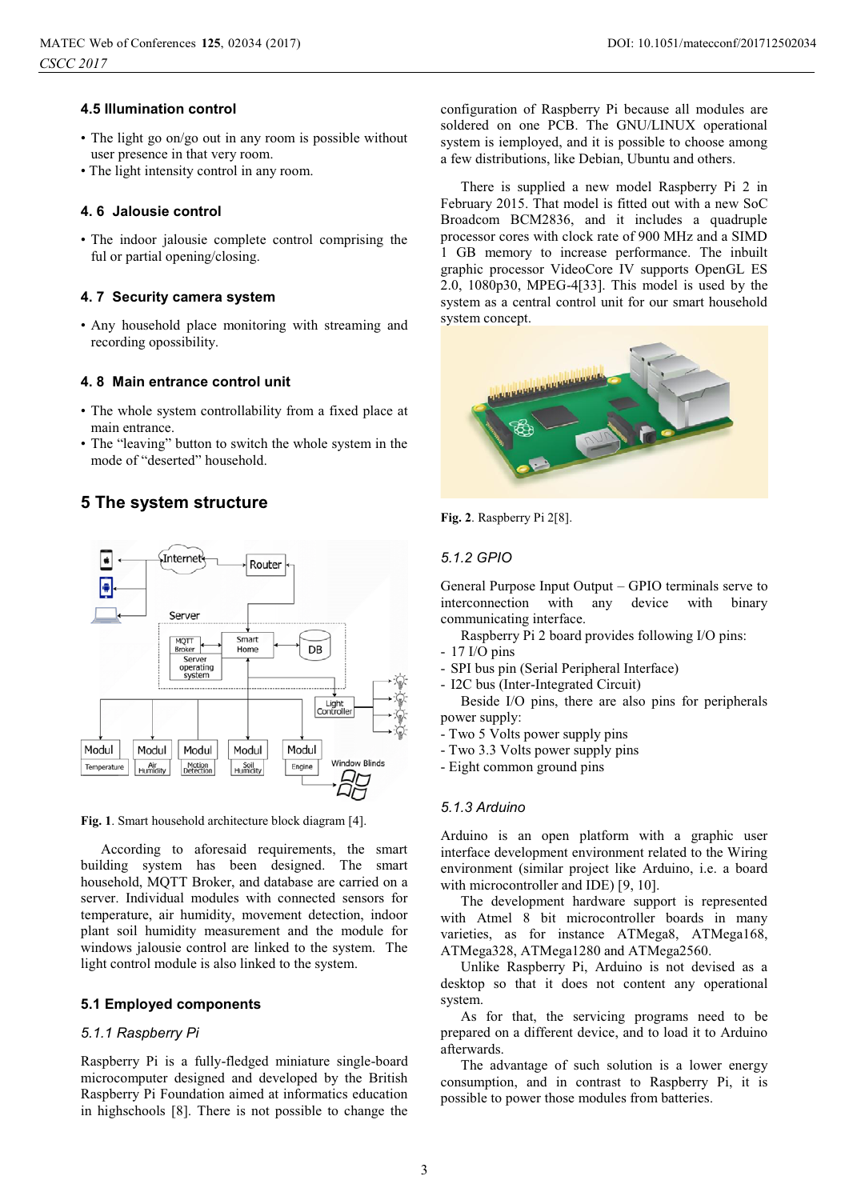### 4.5 Illumination control

- The light go on/go out in any room is possible without user presence in that very room.
- The light intensity control in any room.

### 4. 6 Jalousie control

- The indoor jalousie complete control comprising the ful or partial opening/closing.

### 4. 7 Security camera system

- Any household place monitoring with streaming and recording opossibility.

### 4. 8 Main entrance control unit

- The whole system controllability from a fixed place at main entrance.
- The "leaving" button to switch the whole system in the mode of "deserted" household.

## 5 The system structure

**Fig. 1**. Smart household architecture block diagram [4].

According to aforesaid requirements, the smart building system has been designed. The smart household, MQTT Broker, and database are carried on a server. Individual modules with connected sensors for temperature, air humidity, movement detection, indoor plant soil humidity measurement and the module for windows jalousie control are linked to the system. The light control module is also linked to the system.

### 5.1 Employed components

#### *5.1.1 Raspberry Pi*

Raspberry Pi is a fully-fledged miniature single-board microcomputer designed and developed by the British Raspberry Pi Foundation aimed at informatics education in highschools [8]. There is not possible to change the configuration of Raspberry Pi because all modules are soldered on one PCB. The GNU/LINUX operational system is iemployed, and it is possible to choose among a few distributions, like Debian, Ubuntu and others.

There is supplied a new model Raspberry Pi 2 in February 2015. That model is fitted out with a new SoC Broadcom BCM2836, and it includes a quadruple processor cores with clock rate of 900 MHz and a SIMD 1 GB memory to increase performance. The inbuilt graphic processor VideoCore IV supports OpenGL ES 2.0, 1080p30, MPEG-4[33]. This model is used by the system as a central control unit for our smart household system concept.

**Fig. 2**. Raspberry Pi 2[8].

#### *5.1.2 GPIO*

General Purpose Input Output – GPIO terminals serve to interconnection with any device with binary communicating interface.

Raspberry Pi 2 board provides following I/O pins:

- 17 I/O pins
- SPI bus pin (Serial Peripheral Interface)
- I2C bus (Inter-Integrated Circuit)

Beside I/O pins, there are also pins for peripherals power supply:

- Two 5 Volts power supply pins
- Two 3.3 Volts power supply pins
- Eight common ground pins

#### *5.1.3 Arduino*

Arduino is an open platform with a graphic user interface development environment related to the Wiring environment (similar project like Arduino, i.e. a board with microcontroller and IDE) [9, 10].

The development hardware support is represented with Atmel 8 bit microcontroller boards in many varieties, as for instance ATMega8, ATMega168, ATMega328, ATMega1280 and ATMega2560.

Unlike Raspberry Pi, Arduino is not devised as a desktop so that it does not content any operational system.

As for that, the servicing programs need to be prepared on a different device, and to load it to Arduino afterwards.

The advantage of such solution is a lower energy consumption, and in contrast to Raspberry Pi, it is possible to power those modules from batteries.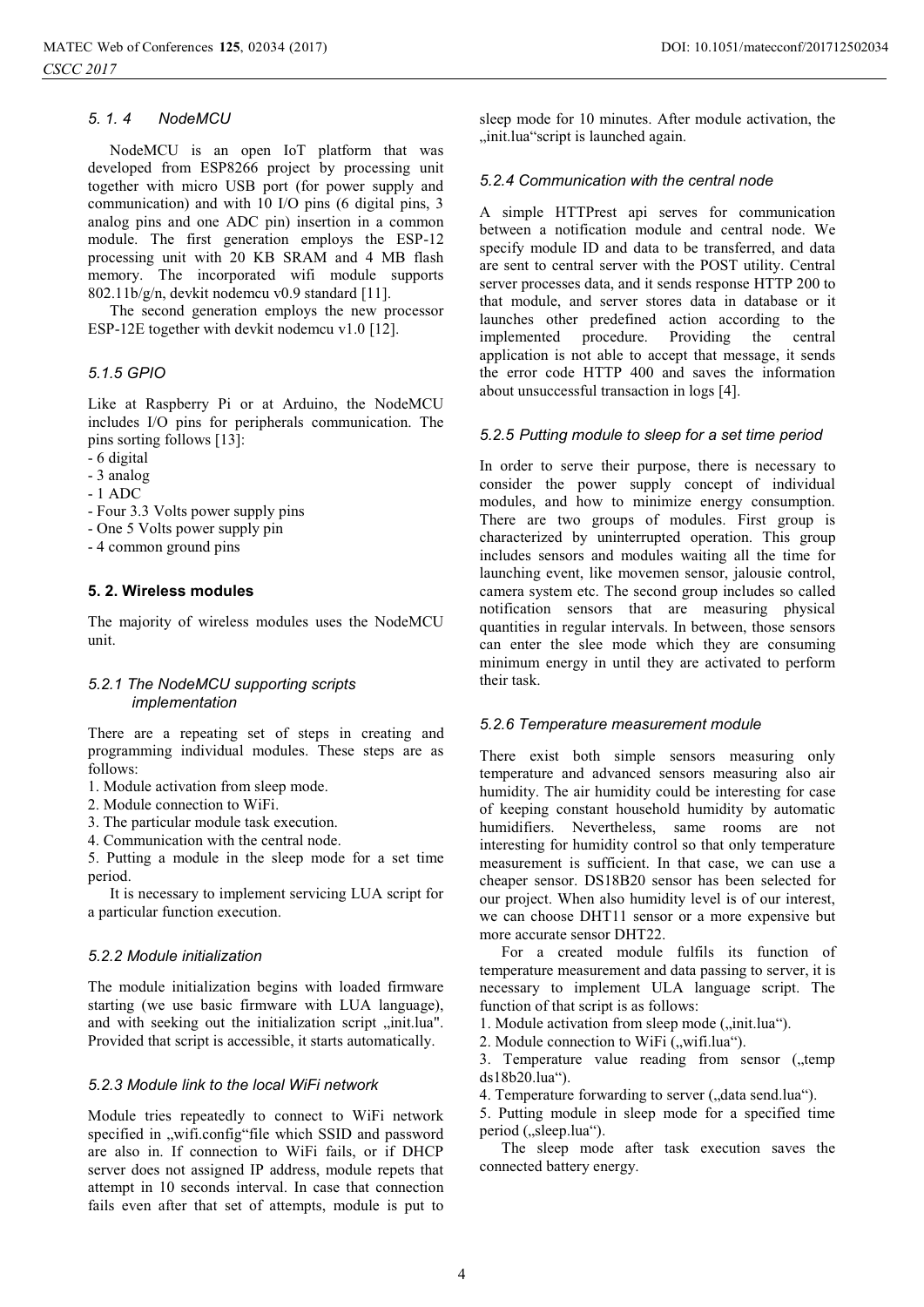#### 5. 1. 4 NodeMCU

NodeMCU is an open IoT platform that was developed from ESP8266 project by processing unit together with micro USB port (for power supply and communication) and with 10 I/O pins (6 digital pins, 3 analog pins and one ADC pin) insertion in a common module. The first generation employs the ESP-12 processing unit with 20 KB SRAM and 4 MB flash memory. The incorporated wifi module supports 802.11b/g/n, devkit nodemcu v0.9 standard [11].

The second generation employs the new processor ESP-12E together with devkit nodemcu v1.0 [12].

#### 5.1.5 GPIO

Like at Raspberry Pi or at Arduino, the NodeMCU includes I/O pins for peripherals communication. The pins sorting follows [13]:

- 6 digital
- 3 analog
- 1 ADC
- Four 3.3 Volts power supply pins
- One 5 Volts power supply pin
- 4 common ground pins

### 5. 2. Wireless modules

The majority of wireless modules uses the NodeMCU unit.

#### 5.2.1 The NodeMCU supporting scripts implementation

There are a repeating set of steps in creating and programming individual modules. These steps are as follows:

1. Module activation from sleep mode.
2. Module connection to WiFi.
3. The particular module task execution.
4. Communication with the central node.
5. Putting a module in the sleep mode for a set time period.

It is necessary to implement servicing LUA script for a particular function execution.

#### 5.2.2 Module initialization

The module initialization begins with loaded firmware starting (we use basic firmware with LUA language), and with seeking out the initialization script „init.lua". Provided that script is accessible, it starts automatically.

#### 5.2.3 Module link to the local WiFi network

Module tries repeatedly to connect to WiFi network specified in „wifi.config“file which SSID and password are also in. If connection to WiFi fails, or if DHCP server does not assigned IP address, module repets that attempt in 10 seconds interval. In case that connection fails even after that set of attempts, module is put to sleep mode for 10 minutes. After module activation, the „init.lua“script is launched again.

#### 5.2.4 Communication with the central node

A simple HTTPrest api serves for communication between a notification module and central node. We specify module ID and data to be transferred, and data are sent to central server with the POST utility. Central server processes data, and it sends response HTTP 200 to that module, and server stores data in database or it launches other predefined action according to the implemented procedure. Providing the central application is not able to accept that message, it sends the error code HTTP 400 and saves the information about unsuccessful transaction in logs [4].

#### 5.2.5 Putting module to sleep for a set time period

In order to serve their purpose, there is necessary to consider the power supply concept of individual modules, and how to minimize energy consumption. There are two groups of modules. First group is characterized by uninterrupted operation. This group includes sensors and modules waiting all the time for launching event, like movemen sensor, jalousie control, camera system etc. The second group includes so called notification sensors that are measuring physical quantities in regular intervals. In between, those sensors can enter the slee mode which they are consuming minimum energy in until they are activated to perform their task.

#### 5.2.6 Temperature measurement module

There exist both simple sensors measuring only temperature and advanced sensors measuring also air humidity. The air humidity could be interesting for case of keeping constant household humidity by automatic humidifiers. Nevertheless, same rooms are not interesting for humidity control so that only temperature measurement is sufficient. In that case, we can use a cheaper sensor. DS18B20 sensor has been selected for our project. When also humidity level is of our interest, we can choose DHT11 sensor or a more expensive but more accurate sensor DHT22.

For a created module fulfils its function of temperature measurement and data passing to server, it is necessary to implement ULA language script. The function of that script is as follows:

1. Module activation from sleep mode („init.lua“).
2. Module connection to WiFi („wifi.lua“).
3. Temperature value reading from sensor („temp ds18b20.lua“).
4. Temperature forwarding to server („data send.lua“).
5. Putting module in sleep mode for a specified time period („sleep.lua“).

The sleep mode after task execution saves the connected battery energy.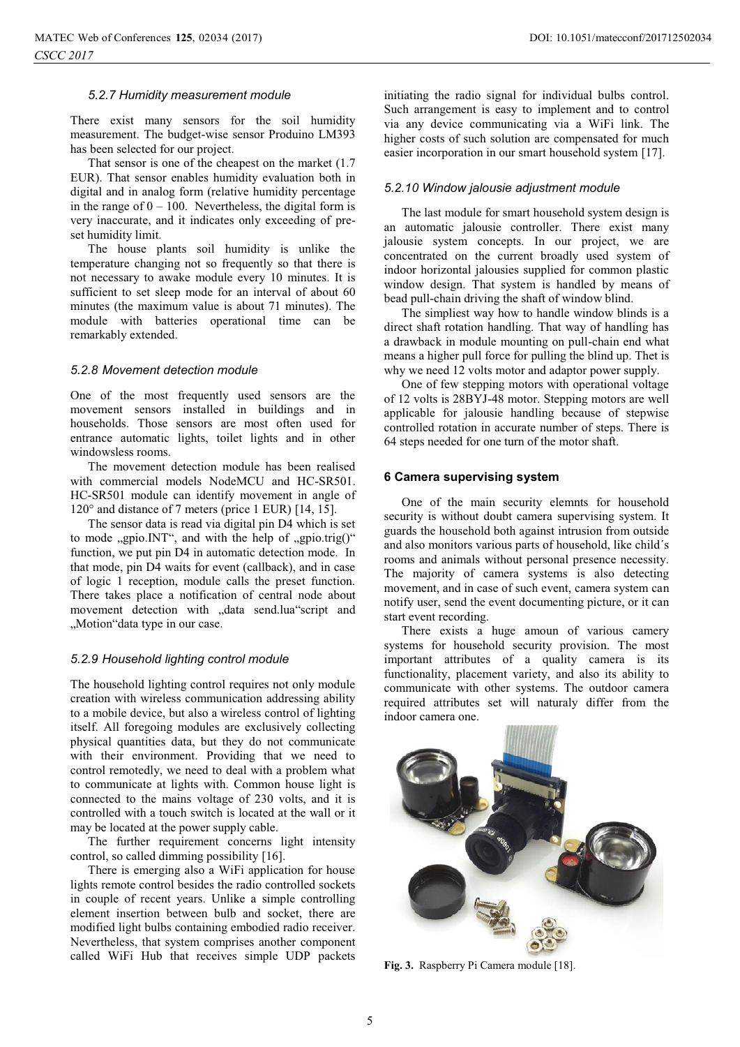### 5.2.7 Humidity measurement module

There exist many sensors for the soil humidity measurement. The budget-wise sensor Produino LM393 has been selected for our project.

That sensor is one of the cheapest on the market (1.7 EUR). That sensor enables humidity evaluation both in digital and in analog form (relative humidity percentage in the range of 0 – 100. Nevertheless, the digital form is very inaccurate, and it indicates only exceeding of pre-set humidity limit.

The house plants soil humidity is unlike the temperature changing not so frequently so that there is not necessary to awake module every 10 minutes. It is sufficient to set sleep mode for an interval of about 60 minutes (the maximum value is about 71 minutes). The module with batteries operational time can be remarkably extended.

### 5.2.8 Movement detection module

One of the most frequently used sensors are the movement sensors installed in buildings and in households. Those sensors are most often used for entrance automatic lights, toilet lights and in other windowsless rooms.

The movement detection module has been realised with commercial models NodeMCU and HC-SR501. HC-SR501 module can identify movement in angle of 120° and distance of 7 meters (price 1 EUR) [14, 15].

The sensor data is read via digital pin D4 which is set to mode „gpio.INT", and with the help of „gpio.trig()" function, we put pin D4 in automatic detection mode. In that mode, pin D4 waits for event (callback), and in case of logic 1 reception, module calls the preset function. There takes place a notification of central node about movement detection with „data send.lua"script and „Motion"data type in our case.

### 5.2.9 Household lighting control module

The household lighting control requires not only module creation with wireless communication addressing ability to a mobile device, but also a wireless control of lighting itself. All foregoing modules are exclusively collecting physical quantities data, but they do not communicate with their environment. Providing that we need to control remotedly, we need to deal with a problem what to communicate at lights with. Common house light is connected to the mains voltage of 230 volts, and it is controlled with a touch switch is located at the wall or it may be located at the power supply cable.

The further requirement concerns light intensity control, so called dimming possibility [16].

There is emerging also a WiFi application for house lights remote control besides the radio controlled sockets in couple of recent years. Unlike a simple controlling element insertion between bulb and socket, there are modified light bulbs containing embodied radio receiver. Nevertheless, that system comprises another component called WiFi Hub that receives simple UDP packets initiating the radio signal for individual bulbs control. Such arrangement is easy to implement and to control via any device communicating via a WiFi link. The higher costs of such solution are compensated for much easier incorporation in our smart household system [17].

### 5.2.10 Window jalousie adjustment module

The last module for smart household system design is an automatic jalousie controller. There exist many jalousie system concepts. In our project, we are concentrated on the current broadly used system of indoor horizontal jalousies supplied for common plastic window design. That system is handled by means of bead pull-chain driving the shaft of window blind.

The simpliest way how to handle window blinds is a direct shaft rotation handling. That way of handling has a drawback in module mounting on pull-chain end what means a higher pull force for pulling the blind up. Thet is why we need 12 volts motor and adaptor power supply.

One of few stepping motors with operational voltage of 12 volts is 28BYJ-48 motor. Stepping motors are well applicable for jalousie handling because of stepwise controlled rotation in accurate number of steps. There is 64 steps needed for one turn of the motor shaft.

## 6 Camera supervising system

One of the main security elemnts for household security is without doubt camera supervising system. It guards the household both against intrusion from outside and also monitors various parts of household, like child´s rooms and animals without personal presence necessity. The majority of camera systems is also detecting movement, and in case of such event, camera system can notify user, send the event documenting picture, or it can start event recording.

There exists a huge amoun of various camery systems for household security provision. The most important attributes of a quality camera is its functionality, placement variety, and also its ability to communicate with other systems. The outdoor camera required attributes set will naturaly differ from the indoor camera one.

**Fig. 3.** Raspberry Pi Camera module [18].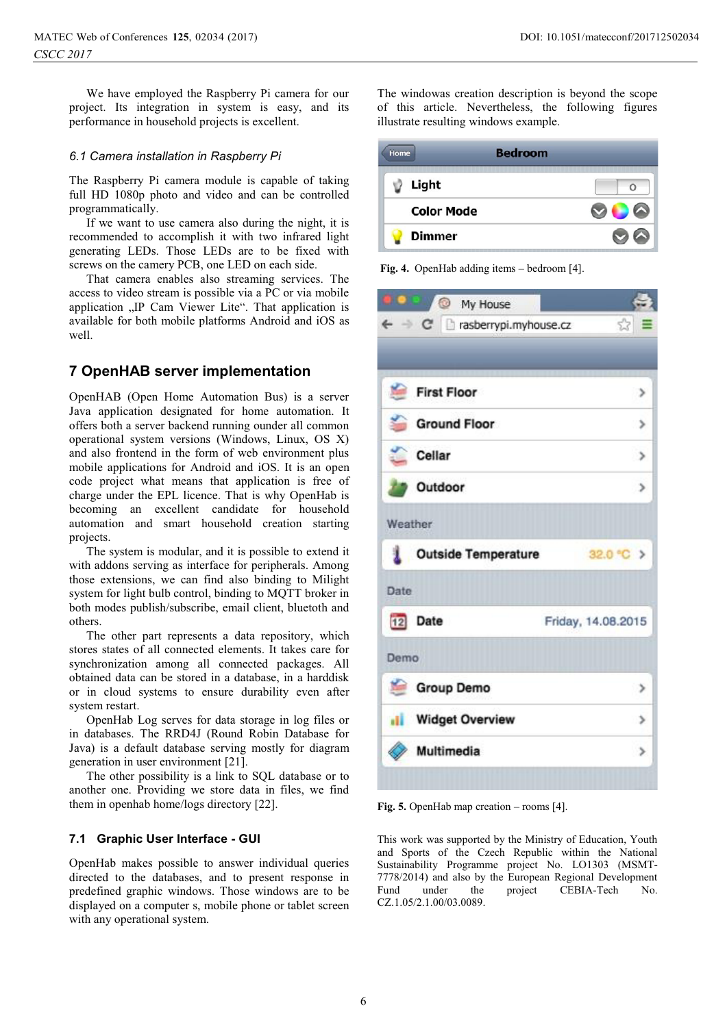We have employed the Raspberry Pi camera for our project. Its integration in system is easy, and its performance in household projects is excellent.

### *6.1 Camera installation in Raspberry Pi*

The Raspberry Pi camera module is capable of taking full HD 1080p photo and video and can be controlled programmatically.

If we want to use camera also during the night, it is recommended to accomplish it with two infrared light generating LEDs. Those LEDs are to be fixed with screws on the camery PCB, one LED on each side.

That camera enables also streaming services. The access to video stream is possible via a PC or via mobile application „IP Cam Viewer Lite". That application is available for both mobile platforms Android and iOS as well.

## 7 OpenHAB server implementation

OpenHAB (Open Home Automation Bus) is a server Java application designated for home automation. It offers both a server backend running ounder all common operational system versions (Windows, Linux, OS X) and also frontend in the form of web environment plus mobile applications for Android and iOS. It is an open code project what means that application is free of charge under the EPL licence. That is why OpenHab is becoming an excellent candidate for household automation and smart household creation starting projects.

The system is modular, and it is possible to extend it with addons serving as interface for peripherals. Among those extensions, we can find also binding to Milight system for light bulb control, binding to MQTT broker in both modes publish/subscribe, email client, bluetoth and others.

The other part represents a data repository, which stores states of all connected elements. It takes care for synchronization among all connected packages. All obtained data can be stored in a database, in a harddisk or in cloud systems to ensure durability even after system restart.

OpenHab Log serves for data storage in log files or in databases. The RRD4J (Round Robin Database for Java) is a default database serving mostly for diagram generation in user environment [21].

The other possibility is a link to SQL database or to another one. Providing we store data in files, we find them in openhab home/logs directory [22].

### 7.1 Graphic User Interface - GUI

OpenHab makes possible to answer individual queries directed to the databases, and to present response in predefined graphic windows. Those windows are to be displayed on a computer s, mobile phone or tablet screen with any operational system.

The windowas creation description is beyond the scope of this article. Nevertheless, the following figures illustrate resulting windows example.

**Fig. 4.** OpenHab adding items – bedroom [4].

**Fig. 5.** OpenHab map creation – rooms [4].

This work was supported by the Ministry of Education, Youth and Sports of the Czech Republic within the National Sustainability Programme project No. LO1303 (MSMT-7778/2014) and also by the European Regional Development Fund under the project CEBIA-Tech No. CZ.1.05/2.1.00/03.0089.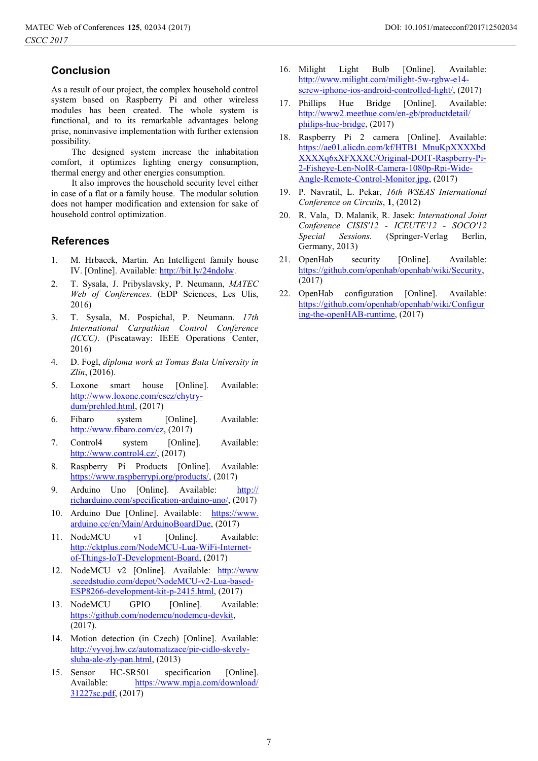## Conclusion

As a result of our project, the complex household control system based on Raspberry Pi and other wireless modules has been created. The whole system is functional, and to its remarkable advantages belong prise, noninvasive implementation with further extension possibility.

The designed system increase the inhabitation comfort, it optimizes lighting energy consumption, thermal energy and other energies consumption.

It also improves the household security level either in case of a flat or a family house. The modular solution does not hamper modification and extension for sake of household control optimization.

## References

1. M. Hrbacek, Martin. An Intelligent family house IV. [Online]. Available: http://bit.ly/24ndolw.
2. T. Sysala, J. Pribyslavsky, P. Neumann, *MATEC Web of Conferences*. (EDP Sciences, Les Ulis, 2016)
3. T. Sysala, M. Pospichal, P. Neumann. *17th International Carpathian Control Conference (ICCC)*. (Piscataway: IEEE Operations Center, 2016)
4. D. Fogl, *diploma work at Tomas Bata University in Zlin*, (2016).
5. Loxone smart house [Online]. Available: http://www.loxone.com/cscz/chytry-dum/prehled.html, (2017)
6. Fibaro system [Online]. Available: http://www.fibaro.com/cz, (2017)
7. Control4 system [Online]. Available: http://www.control4.cz/, (2017)
8. Raspberry Pi Products [Online]. Available: https://www.raspberrypi.org/products/, (2017)
9. Arduino Uno [Online]. Available: http://richarduino.com/specification-arduino-uno/, (2017)
10. Arduino Due [Online]. Available: https://www.arduino.cc/en/Main/ArduinoBoardDue, (2017)
11. NodeMCU v1 [Online]. Available: http://cktplus.com/NodeMCU-Lua-WiFi-Internet-of-Things-IoT-Development-Board, (2017)
12. NodeMCU v2 [Online]. Available: http://www.seeedstudio.com/depot/NodeMCU-v2-Lua-based-ESP8266-development-kit-p-2415.html, (2017)
13. NodeMCU GPIO [Online]. Available: https://github.com/nodemcu/nodemcu-devkit, (2017).
14. Motion detection (in Czech) [Online]. Available: http://vyvoj.hw.cz/automatizace/pir-cidlo-skvely-sluha-ale-zly-pan.html, (2013)
15. Sensor HC-SR501 specification [Online]. Available: https://www.mpja.com/download/31227sc.pdf, (2017)
16. Milight Light Bulb [Online]. Available: http://www.milight.com/milight-5w-rgbw-e14-screw-iphone-ios-android-controlled-light/, (2017)
17. Phillips Hue Bridge [Online]. Available: http://www2.meethue.com/en-gb/productdetail/philips-hue-bridge, (2017)
18. Raspberry Pi 2 camera [Online]. Available: https://ae01.alicdn.com/kf/HTB1_MnuKpXXXXbdXXXXq6xXFXXXC/Original-DOIT-Raspberry-Pi-2-Fisheye-Len-NoIR-Camera-1080p-Rpi-Wide-Angle-Remote-Control-Monitor.jpg, (2017)
19. P. Navratil, L. Pekar, *16th WSEAS International Conference on Circuits*, **1**, (2012)
20. R. Vala, D. Malanik, R. Jasek: *International Joint Conference CISIS'12 - ICEUTE'12 - SOCO'12 Special Sessions.* (Springer-Verlag Berlin, Germany, 2013)
21. OpenHab security [Online]. Available: https://github.com/openhab/openhab/wiki/Security, (2017)
22. OpenHab configuration [Online]. Available: https://github.com/openhab/openhab/wiki/Configuring-the-openHAB-runtime, (2017)